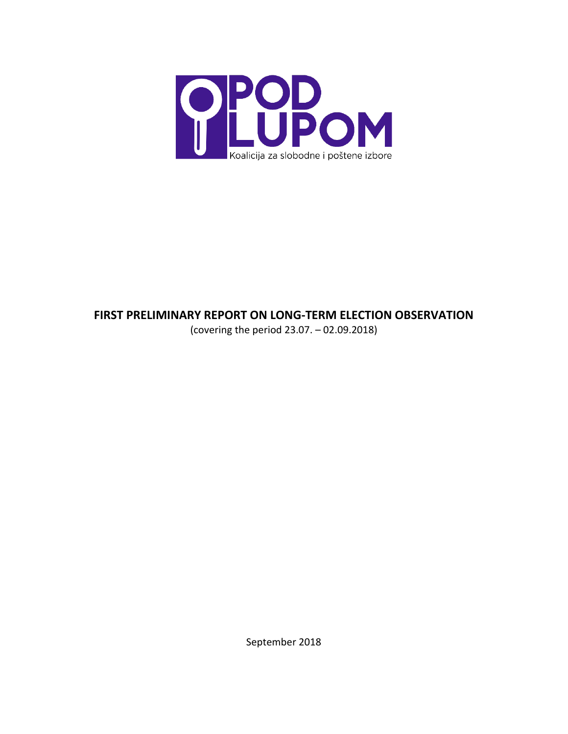POD LUPOM

Koalicija za slobodne i poštene izbore

# FIRST PRELIMINARY REPORT ON LONG-TERM ELECTION OBSERVATION

(covering the period 23.07. – 02.09.2018)

September 2018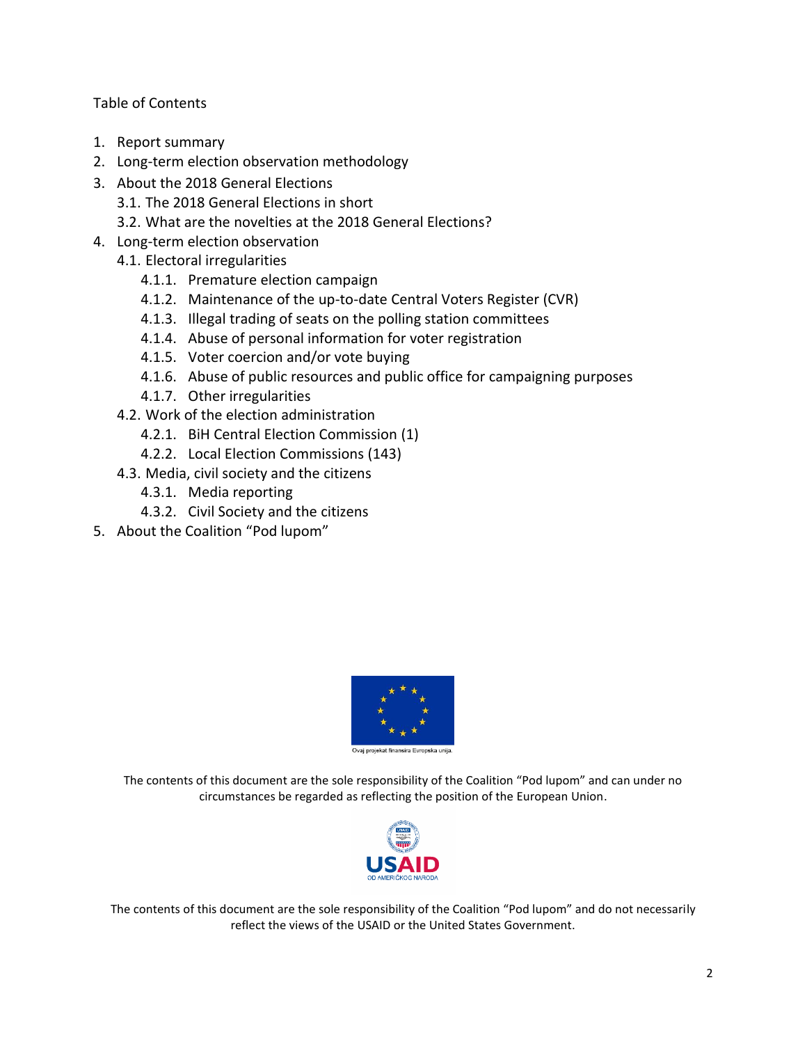Table of Contents

1. Report summary
2. Long-term election observation methodology
3. About the 2018 General Elections
   - 3.1. The 2018 General Elections in short
   - 3.2. What are the novelties at the 2018 General Elections?
4. Long-term election observation
   - 4.1. Electoral irregularities
     - 4.1.1. Premature election campaign
     - 4.1.2. Maintenance of the up-to-date Central Voters Register (CVR)
     - 4.1.3. Illegal trading of seats on the polling station committees
     - 4.1.4. Abuse of personal information for voter registration
     - 4.1.5. Voter coercion and/or vote buying
     - 4.1.6. Abuse of public resources and public office for campaigning purposes
     - 4.1.7. Other irregularities
   - 4.2. Work of the election administration
     - 4.2.1. BiH Central Election Commission (1)
     - 4.2.2. Local Election Commissions (143)
   - 4.3. Media, civil society and the citizens
     - 4.3.1. Media reporting
     - 4.3.2. Civil Society and the citizens
5. About the Coalition “Pod lupom”

Ovaj projekat finansira Evropska unija.

The contents of this document are the sole responsibility of the Coalition “Pod lupom” and can under no circumstances be regarded as reflecting the position of the European Union.

USAID OD AMERIČKOG NARODA

The contents of this document are the sole responsibility of the Coalition “Pod lupom” and do not necessarily reflect the views of the USAID or the United States Government.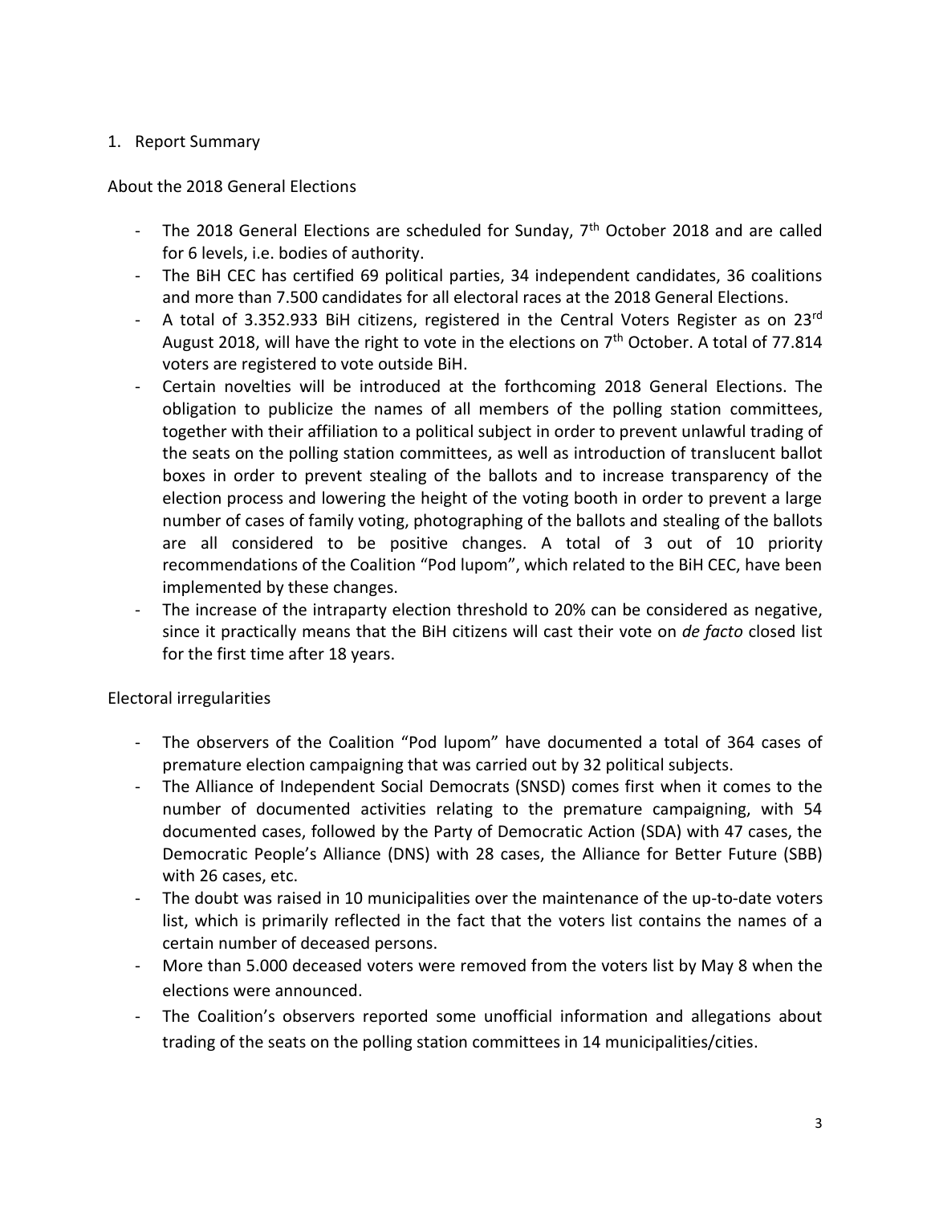## 1. Report Summary

### About the 2018 General Elections

- The 2018 General Elections are scheduled for Sunday, 7th October 2018 and are called for 6 levels, i.e. bodies of authority.
- The BiH CEC has certified 69 political parties, 34 independent candidates, 36 coalitions and more than 7.500 candidates for all electoral races at the 2018 General Elections.
- A total of 3.352.933 BiH citizens, registered in the Central Voters Register as on 23rd August 2018, will have the right to vote in the elections on 7th October. A total of 77.814 voters are registered to vote outside BiH.
- Certain novelties will be introduced at the forthcoming 2018 General Elections. The obligation to publicize the names of all members of the polling station committees, together with their affiliation to a political subject in order to prevent unlawful trading of the seats on the polling station committees, as well as introduction of translucent ballot boxes in order to prevent stealing of the ballots and to increase transparency of the election process and lowering the height of the voting booth in order to prevent a large number of cases of family voting, photographing of the ballots and stealing of the ballots are all considered to be positive changes. A total of 3 out of 10 priority recommendations of the Coalition "Pod lupom", which related to the BiH CEC, have been implemented by these changes.
- The increase of the intraparty election threshold to 20% can be considered as negative, since it practically means that the BiH citizens will cast their vote on *de facto* closed list for the first time after 18 years.

### Electoral irregularities

- The observers of the Coalition "Pod lupom" have documented a total of 364 cases of premature election campaigning that was carried out by 32 political subjects.
- The Alliance of Independent Social Democrats (SNSD) comes first when it comes to the number of documented activities relating to the premature campaigning, with 54 documented cases, followed by the Party of Democratic Action (SDA) with 47 cases, the Democratic People's Alliance (DNS) with 28 cases, the Alliance for Better Future (SBB) with 26 cases, etc.
- The doubt was raised in 10 municipalities over the maintenance of the up-to-date voters list, which is primarily reflected in the fact that the voters list contains the names of a certain number of deceased persons.
- More than 5.000 deceased voters were removed from the voters list by May 8 when the elections were announced.
- The Coalition's observers reported some unofficial information and allegations about trading of the seats on the polling station committees in 14 municipalities/cities.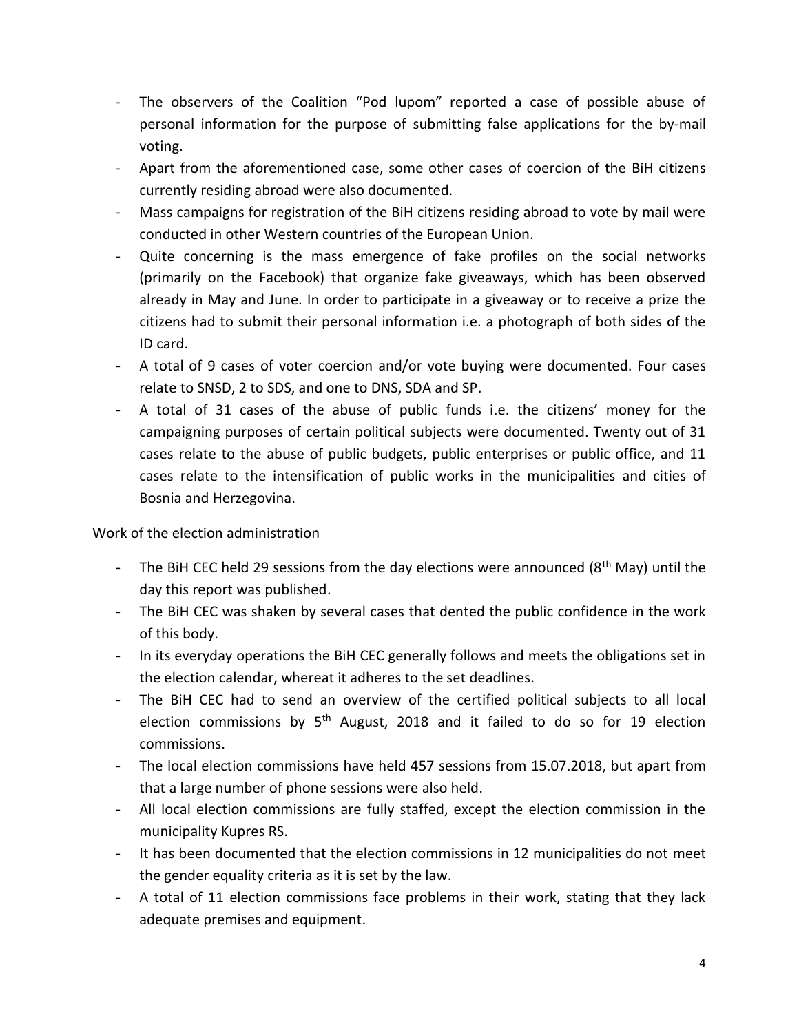- The observers of the Coalition "Pod lupom" reported a case of possible abuse of personal information for the purpose of submitting false applications for the by-mail voting.
- Apart from the aforementioned case, some other cases of coercion of the BiH citizens currently residing abroad were also documented.
- Mass campaigns for registration of the BiH citizens residing abroad to vote by mail were conducted in other Western countries of the European Union.
- Quite concerning is the mass emergence of fake profiles on the social networks (primarily on the Facebook) that organize fake giveaways, which has been observed already in May and June. In order to participate in a giveaway or to receive a prize the citizens had to submit their personal information i.e. a photograph of both sides of the ID card.
- A total of 9 cases of voter coercion and/or vote buying were documented. Four cases relate to SNSD, 2 to SDS, and one to DNS, SDA and SP.
- A total of 31 cases of the abuse of public funds i.e. the citizens' money for the campaigning purposes of certain political subjects were documented. Twenty out of 31 cases relate to the abuse of public budgets, public enterprises or public office, and 11 cases relate to the intensification of public works in the municipalities and cities of Bosnia and Herzegovina.

Work of the election administration

- The BiH CEC held 29 sessions from the day elections were announced (8th May) until the day this report was published.
- The BiH CEC was shaken by several cases that dented the public confidence in the work of this body.
- In its everyday operations the BiH CEC generally follows and meets the obligations set in the election calendar, whereat it adheres to the set deadlines.
- The BiH CEC had to send an overview of the certified political subjects to all local election commissions by 5th August, 2018 and it failed to do so for 19 election commissions.
- The local election commissions have held 457 sessions from 15.07.2018, but apart from that a large number of phone sessions were also held.
- All local election commissions are fully staffed, except the election commission in the municipality Kupres RS.
- It has been documented that the election commissions in 12 municipalities do not meet the gender equality criteria as it is set by the law.
- A total of 11 election commissions face problems in their work, stating that they lack adequate premises and equipment.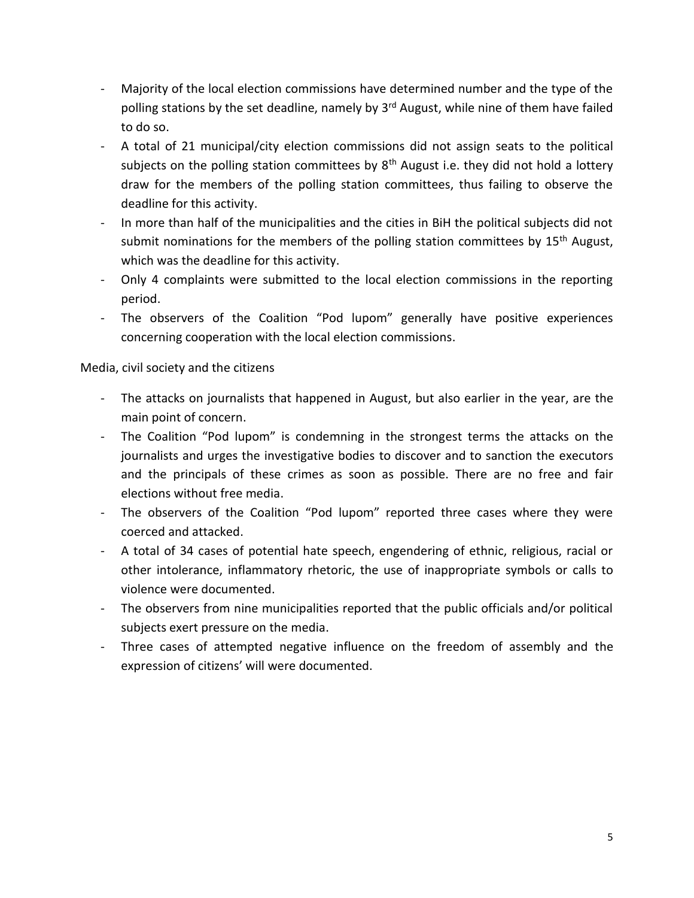- Majority of the local election commissions have determined number and the type of the polling stations by the set deadline, namely by 3rd August, while nine of them have failed to do so.
- A total of 21 municipal/city election commissions did not assign seats to the political subjects on the polling station committees by 8th August i.e. they did not hold a lottery draw for the members of the polling station committees, thus failing to observe the deadline for this activity.
- In more than half of the municipalities and the cities in BiH the political subjects did not submit nominations for the members of the polling station committees by 15th August, which was the deadline for this activity.
- Only 4 complaints were submitted to the local election commissions in the reporting period.
- The observers of the Coalition "Pod lupom" generally have positive experiences concerning cooperation with the local election commissions.

Media, civil society and the citizens

- The attacks on journalists that happened in August, but also earlier in the year, are the main point of concern.
- The Coalition "Pod lupom" is condemning in the strongest terms the attacks on the journalists and urges the investigative bodies to discover and to sanction the executors and the principals of these crimes as soon as possible. There are no free and fair elections without free media.
- The observers of the Coalition "Pod lupom" reported three cases where they were coerced and attacked.
- A total of 34 cases of potential hate speech, engendering of ethnic, religious, racial or other intolerance, inflammatory rhetoric, the use of inappropriate symbols or calls to violence were documented.
- The observers from nine municipalities reported that the public officials and/or political subjects exert pressure on the media.
- Three cases of attempted negative influence on the freedom of assembly and the expression of citizens' will were documented.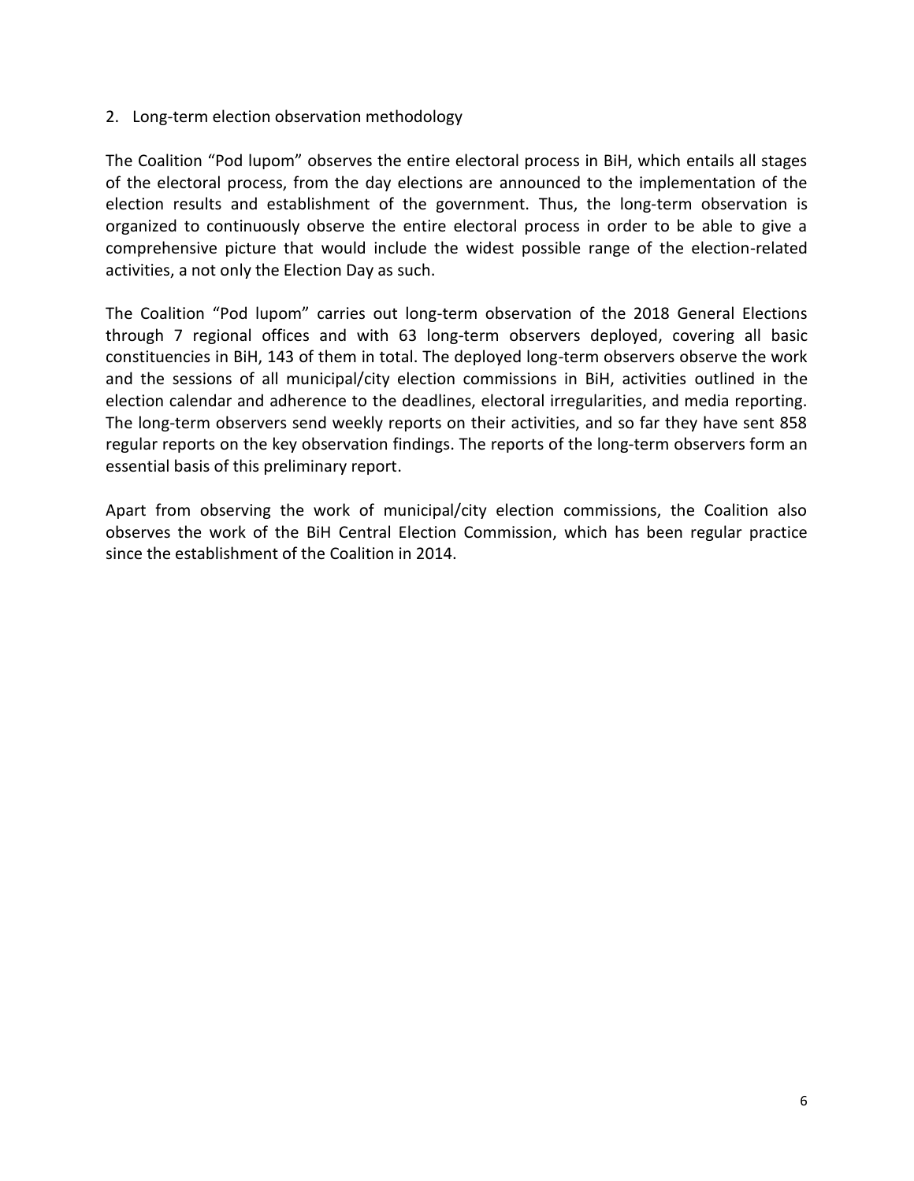## 2. Long-term election observation methodology

The Coalition "Pod lupom" observes the entire electoral process in BiH, which entails all stages of the electoral process, from the day elections are announced to the implementation of the election results and establishment of the government. Thus, the long-term observation is organized to continuously observe the entire electoral process in order to be able to give a comprehensive picture that would include the widest possible range of the election-related activities, a not only the Election Day as such.

The Coalition "Pod lupom" carries out long-term observation of the 2018 General Elections through 7 regional offices and with 63 long-term observers deployed, covering all basic constituencies in BiH, 143 of them in total. The deployed long-term observers observe the work and the sessions of all municipal/city election commissions in BiH, activities outlined in the election calendar and adherence to the deadlines, electoral irregularities, and media reporting. The long-term observers send weekly reports on their activities, and so far they have sent 858 regular reports on the key observation findings. The reports of the long-term observers form an essential basis of this preliminary report.

Apart from observing the work of municipal/city election commissions, the Coalition also observes the work of the BiH Central Election Commission, which has been regular practice since the establishment of the Coalition in 2014.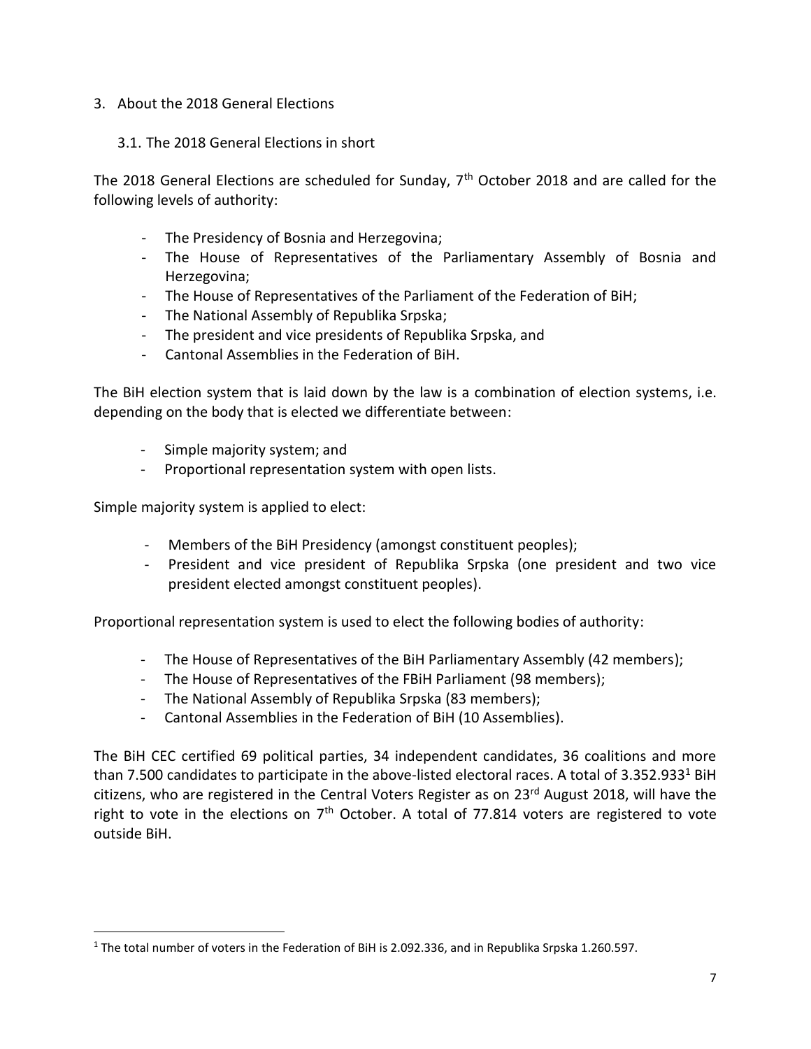## 3. About the 2018 General Elections

### 3.1. The 2018 General Elections in short

The 2018 General Elections are scheduled for Sunday, 7$^{th}$ October 2018 and are called for the following levels of authority:

- The Presidency of Bosnia and Herzegovina;
- The House of Representatives of the Parliamentary Assembly of Bosnia and Herzegovina;
- The House of Representatives of the Parliament of the Federation of BiH;
- The National Assembly of Republika Srpska;
- The president and vice presidents of Republika Srpska, and
- Cantonal Assemblies in the Federation of BiH.

The BiH election system that is laid down by the law is a combination of election systems, i.e. depending on the body that is elected we differentiate between:

- Simple majority system; and
- Proportional representation system with open lists.

Simple majority system is applied to elect:

- Members of the BiH Presidency (amongst constituent peoples);
- President and vice president of Republika Srpska (one president and two vice president elected amongst constituent peoples).

Proportional representation system is used to elect the following bodies of authority:

- The House of Representatives of the BiH Parliamentary Assembly (42 members);
- The House of Representatives of the FBiH Parliament (98 members);
- The National Assembly of Republika Srpska (83 members);
- Cantonal Assemblies in the Federation of BiH (10 Assemblies).

The BiH CEC certified 69 political parties, 34 independent candidates, 36 coalitions and more than 7.500 candidates to participate in the above-listed electoral races. A total of 3.352.933[1] BiH citizens, who are registered in the Central Voters Register as on 23$^{rd}$ August 2018, will have the right to vote in the elections on 7$^{th}$ October. A total of 77.814 voters are registered to vote outside BiH.

[1] The total number of voters in the Federation of BiH is 2.092.336, and in Republika Srpska 1.260.597.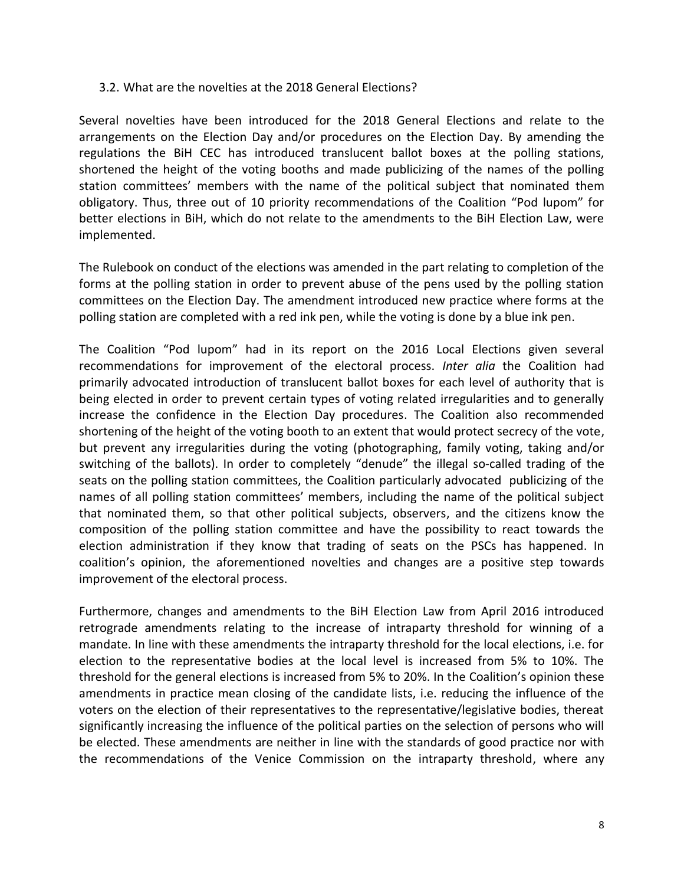### 3.2. What are the novelties at the 2018 General Elections?

Several novelties have been introduced for the 2018 General Elections and relate to the arrangements on the Election Day and/or procedures on the Election Day. By amending the regulations the BiH CEC has introduced translucent ballot boxes at the polling stations, shortened the height of the voting booths and made publicizing of the names of the polling station committees' members with the name of the political subject that nominated them obligatory. Thus, three out of 10 priority recommendations of the Coalition "Pod lupom" for better elections in BiH, which do not relate to the amendments to the BiH Election Law, were implemented.

The Rulebook on conduct of the elections was amended in the part relating to completion of the forms at the polling station in order to prevent abuse of the pens used by the polling station committees on the Election Day. The amendment introduced new practice where forms at the polling station are completed with a red ink pen, while the voting is done by a blue ink pen.

The Coalition "Pod lupom" had in its report on the 2016 Local Elections given several recommendations for improvement of the electoral process. *Inter alia* the Coalition had primarily advocated introduction of translucent ballot boxes for each level of authority that is being elected in order to prevent certain types of voting related irregularities and to generally increase the confidence in the Election Day procedures. The Coalition also recommended shortening of the height of the voting booth to an extent that would protect secrecy of the vote, but prevent any irregularities during the voting (photographing, family voting, taking and/or switching of the ballots). In order to completely "denude" the illegal so-called trading of the seats on the polling station committees, the Coalition particularly advocated publicizing of the names of all polling station committees' members, including the name of the political subject that nominated them, so that other political subjects, observers, and the citizens know the composition of the polling station committee and have the possibility to react towards the election administration if they know that trading of seats on the PSCs has happened. In coalition's opinion, the aforementioned novelties and changes are a positive step towards improvement of the electoral process.

Furthermore, changes and amendments to the BiH Election Law from April 2016 introduced retrograde amendments relating to the increase of intraparty threshold for winning of a mandate. In line with these amendments the intraparty threshold for the local elections, i.e. for election to the representative bodies at the local level is increased from 5% to 10%. The threshold for the general elections is increased from 5% to 20%. In the Coalition's opinion these amendments in practice mean closing of the candidate lists, i.e. reducing the influence of the voters on the election of their representatives to the representative/legislative bodies, thereat significantly increasing the influence of the political parties on the selection of persons who will be elected. These amendments are neither in line with the standards of good practice nor with the recommendations of the Venice Commission on the intraparty threshold, where any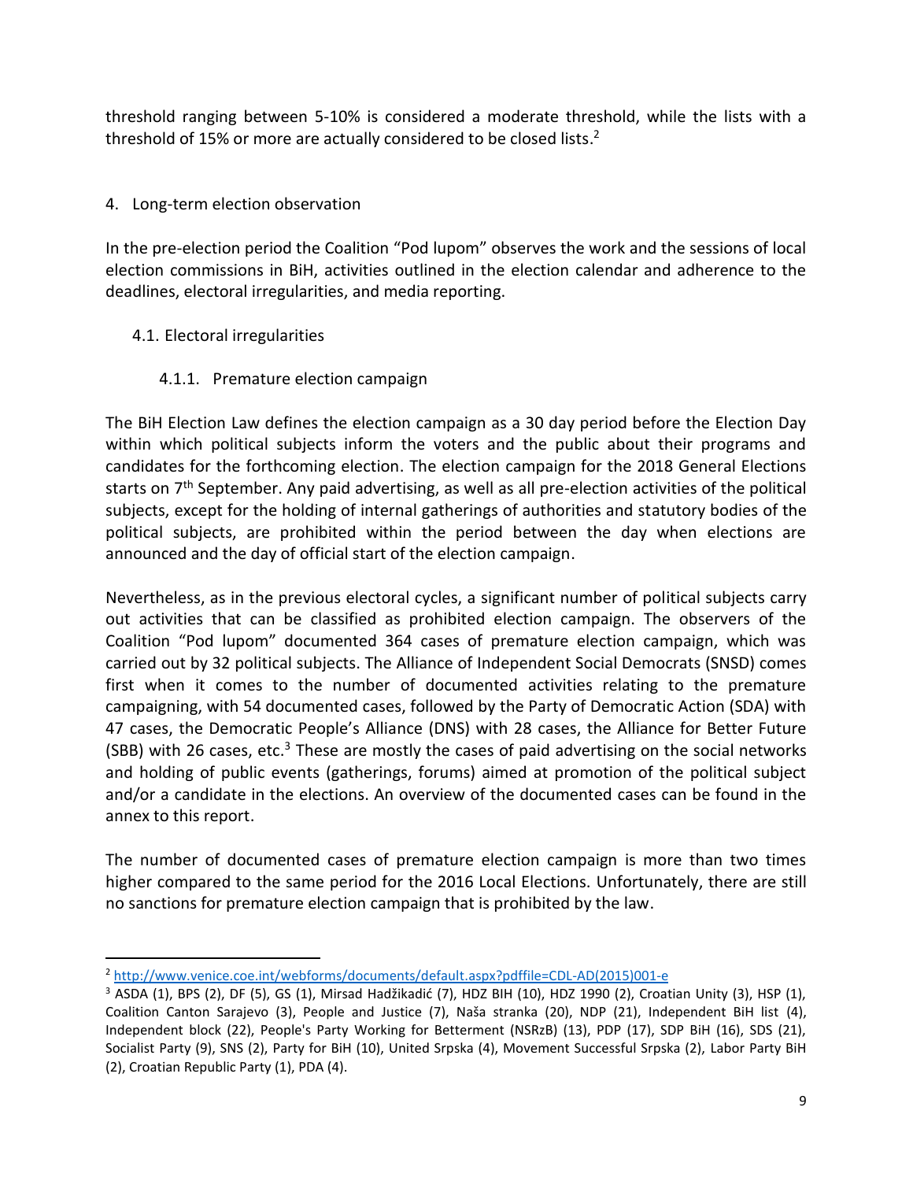threshold ranging between 5-10% is considered a moderate threshold, while the lists with a threshold of 15% or more are actually considered to be closed lists.[2]

## 4. Long-term election observation

In the pre-election period the Coalition "Pod lupom" observes the work and the sessions of local election commissions in BiH, activities outlined in the election calendar and adherence to the deadlines, electoral irregularities, and media reporting.

### 4.1. Electoral irregularities

#### 4.1.1. Premature election campaign

The BiH Election Law defines the election campaign as a 30 day period before the Election Day within which political subjects inform the voters and the public about their programs and candidates for the forthcoming election. The election campaign for the 2018 General Elections starts on 7th September. Any paid advertising, as well as all pre-election activities of the political subjects, except for the holding of internal gatherings of authorities and statutory bodies of the political subjects, are prohibited within the period between the day when elections are announced and the day of official start of the election campaign.

Nevertheless, as in the previous electoral cycles, a significant number of political subjects carry out activities that can be classified as prohibited election campaign. The observers of the Coalition "Pod lupom" documented 364 cases of premature election campaign, which was carried out by 32 political subjects. The Alliance of Independent Social Democrats (SNSD) comes first when it comes to the number of documented activities relating to the premature campaigning, with 54 documented cases, followed by the Party of Democratic Action (SDA) with 47 cases, the Democratic People's Alliance (DNS) with 28 cases, the Alliance for Better Future (SBB) with 26 cases, etc.[3] These are mostly the cases of paid advertising on the social networks and holding of public events (gatherings, forums) aimed at promotion of the political subject and/or a candidate in the elections. An overview of the documented cases can be found in the annex to this report.

The number of documented cases of premature election campaign is more than two times higher compared to the same period for the 2016 Local Elections. Unfortunately, there are still no sanctions for premature election campaign that is prohibited by the law.

---

[2] http://www.venice.coe.int/webforms/documents/default.aspx?pdffile=CDL-AD(2015)001-e

[3] ASDA (1), BPS (2), DF (5), GS (1), Mirsad Hadžikadić (7), HDZ BIH (10), HDZ 1990 (2), Croatian Unity (3), HSP (1), Coalition Canton Sarajevo (3), People and Justice (7), Naša stranka (20), NDP (21), Independent BiH list (4), Independent block (22), People's Party Working for Betterment (NSRzB) (13), PDP (17), SDP BiH (16), SDS (21), Socialist Party (9), SNS (2), Party for BiH (10), United Srpska (4), Movement Successful Srpska (2), Labor Party BiH (2), Croatian Republic Party (1), PDA (4).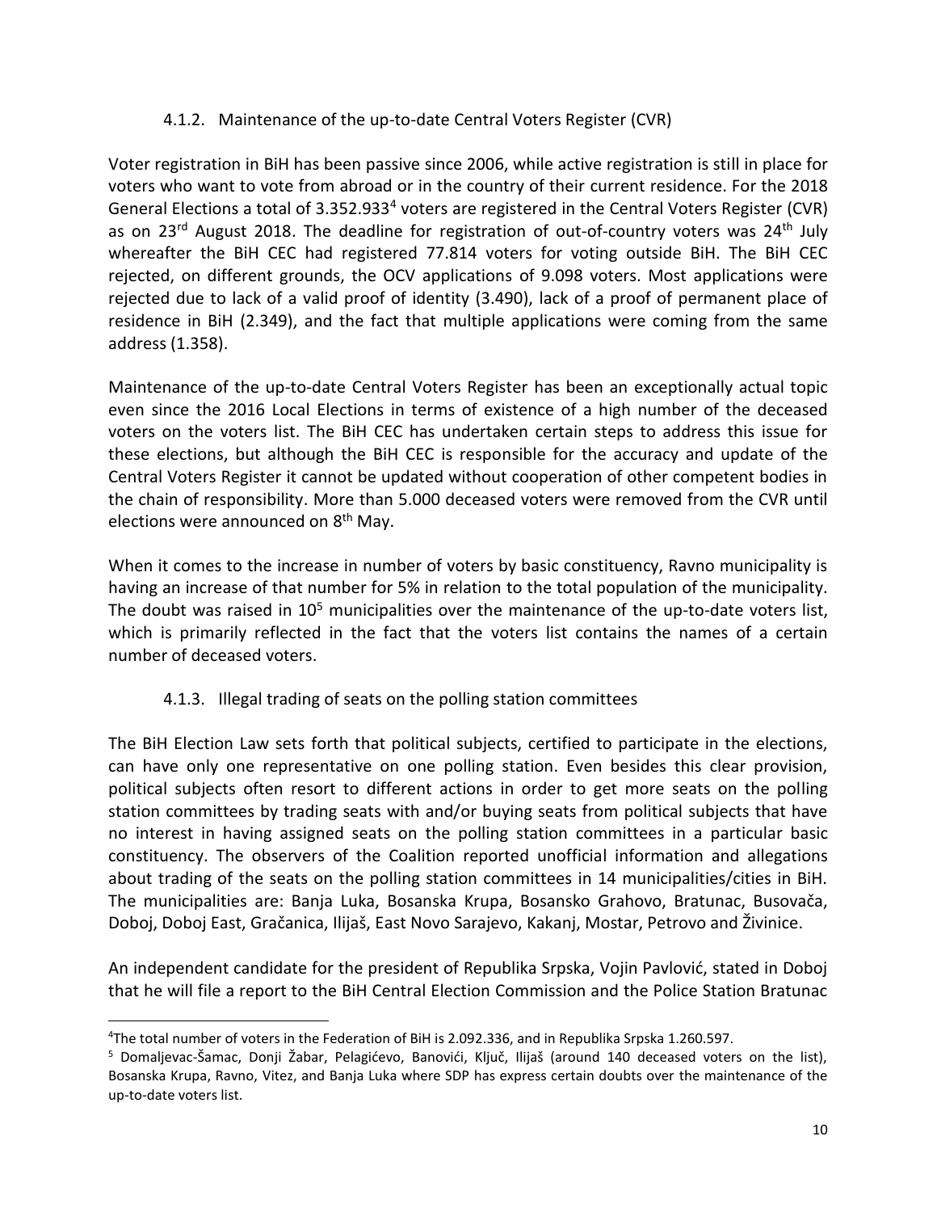#### 4.1.2. Maintenance of the up-to-date Central Voters Register (CVR)

Voter registration in BiH has been passive since 2006, while active registration is still in place for voters who want to vote from abroad or in the country of their current residence. For the 2018 General Elections a total of 3.352.933[4] voters are registered in the Central Voters Register (CVR) as on 23rd August 2018. The deadline for registration of out-of-country voters was 24th July whereafter the BiH CEC had registered 77.814 voters for voting outside BiH. The BiH CEC rejected, on different grounds, the OCV applications of 9.098 voters. Most applications were rejected due to lack of a valid proof of identity (3.490), lack of a proof of permanent place of residence in BiH (2.349), and the fact that multiple applications were coming from the same address (1.358).

Maintenance of the up-to-date Central Voters Register has been an exceptionally actual topic even since the 2016 Local Elections in terms of existence of a high number of the deceased voters on the voters list. The BiH CEC has undertaken certain steps to address this issue for these elections, but although the BiH CEC is responsible for the accuracy and update of the Central Voters Register it cannot be updated without cooperation of other competent bodies in the chain of responsibility. More than 5.000 deceased voters were removed from the CVR until elections were announced on 8th May.

When it comes to the increase in number of voters by basic constituency, Ravno municipality is having an increase of that number for 5% in relation to the total population of the municipality. The doubt was raised in 10[5] municipalities over the maintenance of the up-to-date voters list, which is primarily reflected in the fact that the voters list contains the names of a certain number of deceased voters.

#### 4.1.3. Illegal trading of seats on the polling station committees

The BiH Election Law sets forth that political subjects, certified to participate in the elections, can have only one representative on one polling station. Even besides this clear provision, political subjects often resort to different actions in order to get more seats on the polling station committees by trading seats with and/or buying seats from political subjects that have no interest in having assigned seats on the polling station committees in a particular basic constituency. The observers of the Coalition reported unofficial information and allegations about trading of the seats on the polling station committees in 14 municipalities/cities in BiH. The municipalities are: Banja Luka, Bosanska Krupa, Bosansko Grahovo, Bratunac, Busovača, Doboj, Doboj East, Gračanica, Ilijaš, East Novo Sarajevo, Kakanj, Mostar, Petrovo and Živinice.

An independent candidate for the president of Republika Srpska, Vojin Pavlović, stated in Doboj that he will file a report to the BiH Central Election Commission and the Police Station Bratunac

---

[4] The total number of voters in the Federation of BiH is 2.092.336, and in Republika Srpska 1.260.597.

[5] Domaljevac-Šamac, Donji Žabar, Pelagićevo, Banovići, Ključ, Ilijaš (around 140 deceased voters on the list), Bosanska Krupa, Ravno, Vitez, and Banja Luka where SDP has express certain doubts over the maintenance of the up-to-date voters list.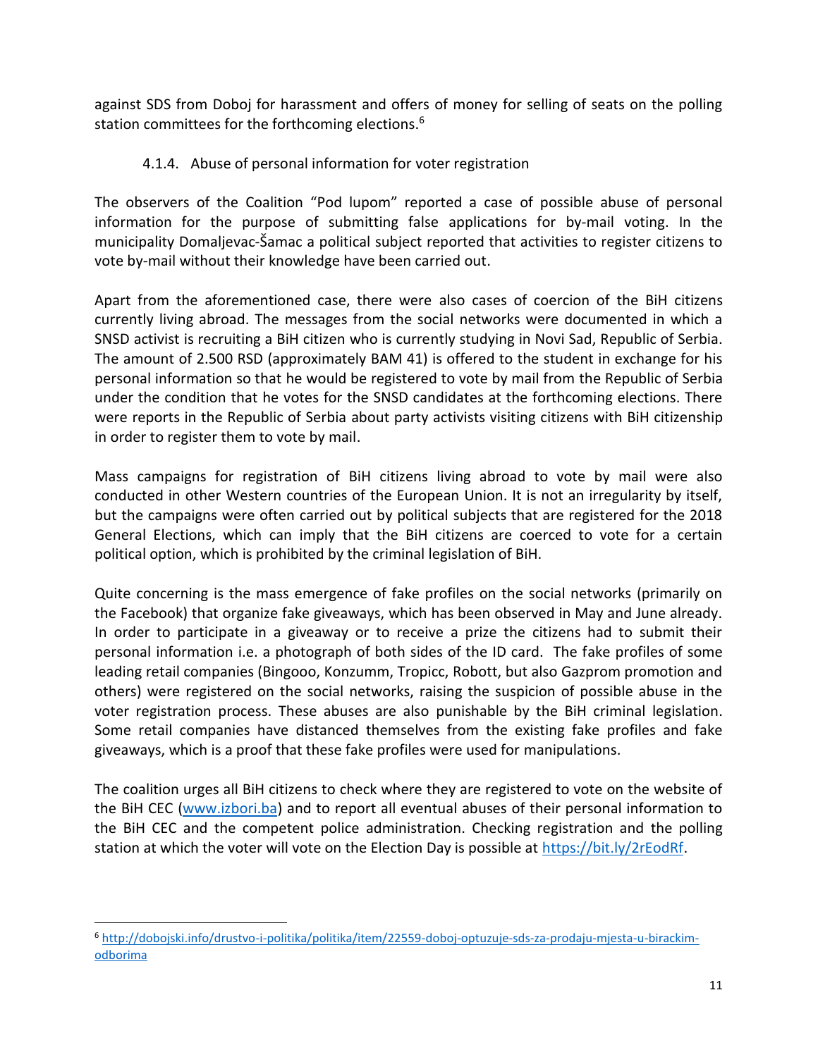against SDS from Doboj for harassment and offers of money for selling of seats on the polling station committees for the forthcoming elections.[6]

#### 4.1.4. Abuse of personal information for voter registration

The observers of the Coalition "Pod lupom" reported a case of possible abuse of personal information for the purpose of submitting false applications for by-mail voting. In the municipality Domaljevac-Šamac a political subject reported that activities to register citizens to vote by-mail without their knowledge have been carried out.

Apart from the aforementioned case, there were also cases of coercion of the BiH citizens currently living abroad. The messages from the social networks were documented in which a SNSD activist is recruiting a BiH citizen who is currently studying in Novi Sad, Republic of Serbia. The amount of 2.500 RSD (approximately BAM 41) is offered to the student in exchange for his personal information so that he would be registered to vote by mail from the Republic of Serbia under the condition that he votes for the SNSD candidates at the forthcoming elections. There were reports in the Republic of Serbia about party activists visiting citizens with BiH citizenship in order to register them to vote by mail.

Mass campaigns for registration of BiH citizens living abroad to vote by mail were also conducted in other Western countries of the European Union. It is not an irregularity by itself, but the campaigns were often carried out by political subjects that are registered for the 2018 General Elections, which can imply that the BiH citizens are coerced to vote for a certain political option, which is prohibited by the criminal legislation of BiH.

Quite concerning is the mass emergence of fake profiles on the social networks (primarily on the Facebook) that organize fake giveaways, which has been observed in May and June already. In order to participate in a giveaway or to receive a prize the citizens had to submit their personal information i.e. a photograph of both sides of the ID card. The fake profiles of some leading retail companies (Bingooo, Konzumm, Tropicc, Robott, but also Gazprom promotion and others) were registered on the social networks, raising the suspicion of possible abuse in the voter registration process. These abuses are also punishable by the BiH criminal legislation. Some retail companies have distanced themselves from the existing fake profiles and fake giveaways, which is a proof that these fake profiles were used for manipulations.

The coalition urges all BiH citizens to check where they are registered to vote on the website of the BiH CEC ([www.izbori.ba](http://www.izbori.ba)) and to report all eventual abuses of their personal information to the BiH CEC and the competent police administration. Checking registration and the polling station at which the voter will vote on the Election Day is possible at [https://bit.ly/2rEodRf](https://bit.ly/2rEodRf).

---

[6] http://dobojski.info/drustvo-i-politika/politika/item/22559-doboj-optuzuje-sds-za-prodaju-mjesta-u-birackim-odborima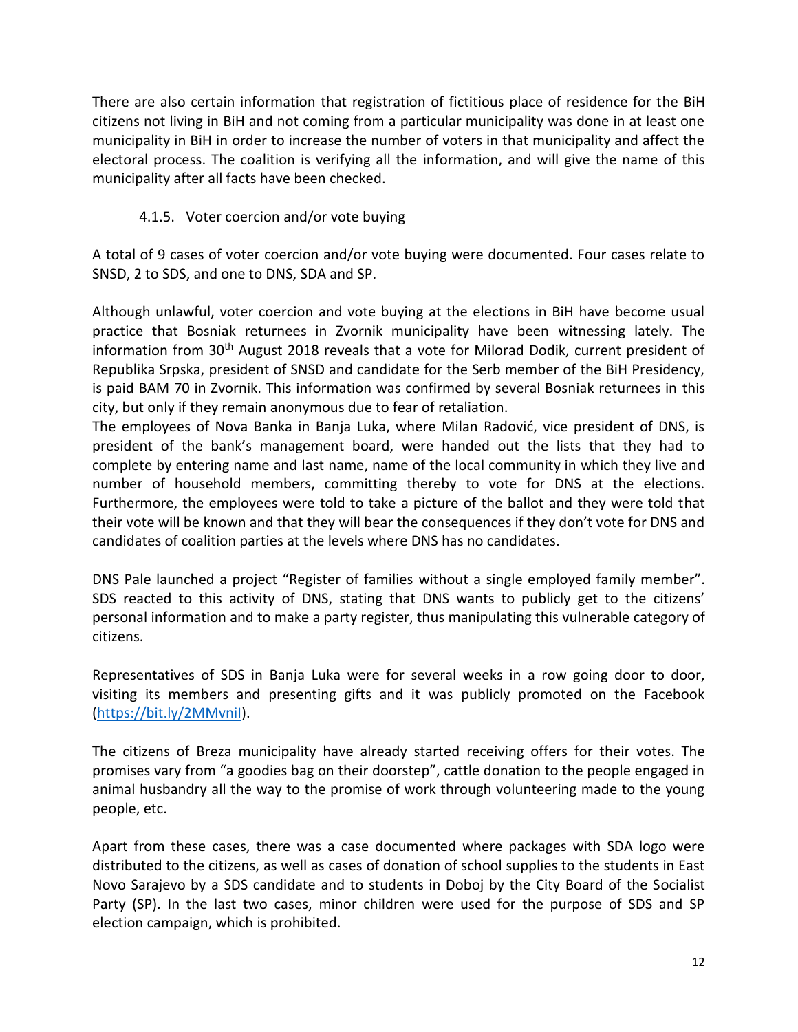There are also certain information that registration of fictitious place of residence for the BiH citizens not living in BiH and not coming from a particular municipality was done in at least one municipality in BiH in order to increase the number of voters in that municipality and affect the electoral process. The coalition is verifying all the information, and will give the name of this municipality after all facts have been checked.

#### 4.1.5. Voter coercion and/or vote buying

A total of 9 cases of voter coercion and/or vote buying were documented. Four cases relate to SNSD, 2 to SDS, and one to DNS, SDA and SP.

Although unlawful, voter coercion and vote buying at the elections in BiH have become usual practice that Bosniak returnees in Zvornik municipality have been witnessing lately. The information from 30th August 2018 reveals that a vote for Milorad Dodik, current president of Republika Srpska, president of SNSD and candidate for the Serb member of the BiH Presidency, is paid BAM 70 in Zvornik. This information was confirmed by several Bosniak returnees in this city, but only if they remain anonymous due to fear of retaliation.

The employees of Nova Banka in Banja Luka, where Milan Radović, vice president of DNS, is president of the bank's management board, were handed out the lists that they had to complete by entering name and last name, name of the local community in which they live and number of household members, committing thereby to vote for DNS at the elections. Furthermore, the employees were told to take a picture of the ballot and they were told that their vote will be known and that they will bear the consequences if they don't vote for DNS and candidates of coalition parties at the levels where DNS has no candidates.

DNS Pale launched a project "Register of families without a single employed family member". SDS reacted to this activity of DNS, stating that DNS wants to publicly get to the citizens' personal information and to make a party register, thus manipulating this vulnerable category of citizens.

Representatives of SDS in Banja Luka were for several weeks in a row going door to door, visiting its members and presenting gifts and it was publicly promoted on the Facebook (https://bit.ly/2MMvniI).

The citizens of Breza municipality have already started receiving offers for their votes. The promises vary from "a goodies bag on their doorstep", cattle donation to the people engaged in animal husbandry all the way to the promise of work through volunteering made to the young people, etc.

Apart from these cases, there was a case documented where packages with SDA logo were distributed to the citizens, as well as cases of donation of school supplies to the students in East Novo Sarajevo by a SDS candidate and to students in Doboj by the City Board of the Socialist Party (SP). In the last two cases, minor children were used for the purpose of SDS and SP election campaign, which is prohibited.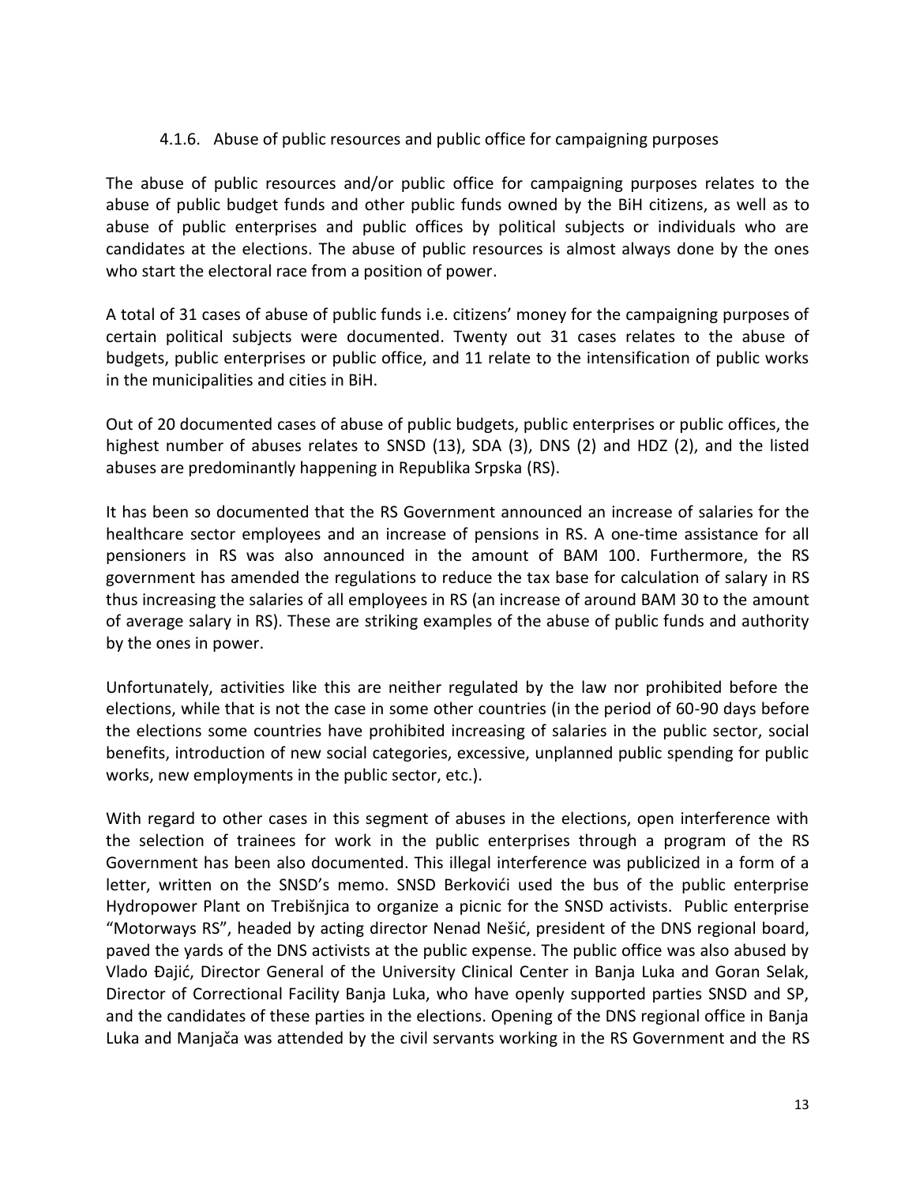#### 4.1.6. Abuse of public resources and public office for campaigning purposes

The abuse of public resources and/or public office for campaigning purposes relates to the abuse of public budget funds and other public funds owned by the BiH citizens, as well as to abuse of public enterprises and public offices by political subjects or individuals who are candidates at the elections. The abuse of public resources is almost always done by the ones who start the electoral race from a position of power.

A total of 31 cases of abuse of public funds i.e. citizens' money for the campaigning purposes of certain political subjects were documented. Twenty out 31 cases relates to the abuse of budgets, public enterprises or public office, and 11 relate to the intensification of public works in the municipalities and cities in BiH.

Out of 20 documented cases of abuse of public budgets, public enterprises or public offices, the highest number of abuses relates to SNSD (13), SDA (3), DNS (2) and HDZ (2), and the listed abuses are predominantly happening in Republika Srpska (RS).

It has been so documented that the RS Government announced an increase of salaries for the healthcare sector employees and an increase of pensions in RS. A one-time assistance for all pensioners in RS was also announced in the amount of BAM 100. Furthermore, the RS government has amended the regulations to reduce the tax base for calculation of salary in RS thus increasing the salaries of all employees in RS (an increase of around BAM 30 to the amount of average salary in RS). These are striking examples of the abuse of public funds and authority by the ones in power.

Unfortunately, activities like this are neither regulated by the law nor prohibited before the elections, while that is not the case in some other countries (in the period of 60-90 days before the elections some countries have prohibited increasing of salaries in the public sector, social benefits, introduction of new social categories, excessive, unplanned public spending for public works, new employments in the public sector, etc.).

With regard to other cases in this segment of abuses in the elections, open interference with the selection of trainees for work in the public enterprises through a program of the RS Government has been also documented. This illegal interference was publicized in a form of a letter, written on the SNSD's memo. SNSD Berkovići used the bus of the public enterprise Hydropower Plant on Trebišnjica to organize a picnic for the SNSD activists. Public enterprise "Motorways RS", headed by acting director Nenad Nešić, president of the DNS regional board, paved the yards of the DNS activists at the public expense. The public office was also abused by Vlado Đajić, Director General of the University Clinical Center in Banja Luka and Goran Selak, Director of Correctional Facility Banja Luka, who have openly supported parties SNSD and SP, and the candidates of these parties in the elections. Opening of the DNS regional office in Banja Luka and Manjača was attended by the civil servants working in the RS Government and the RS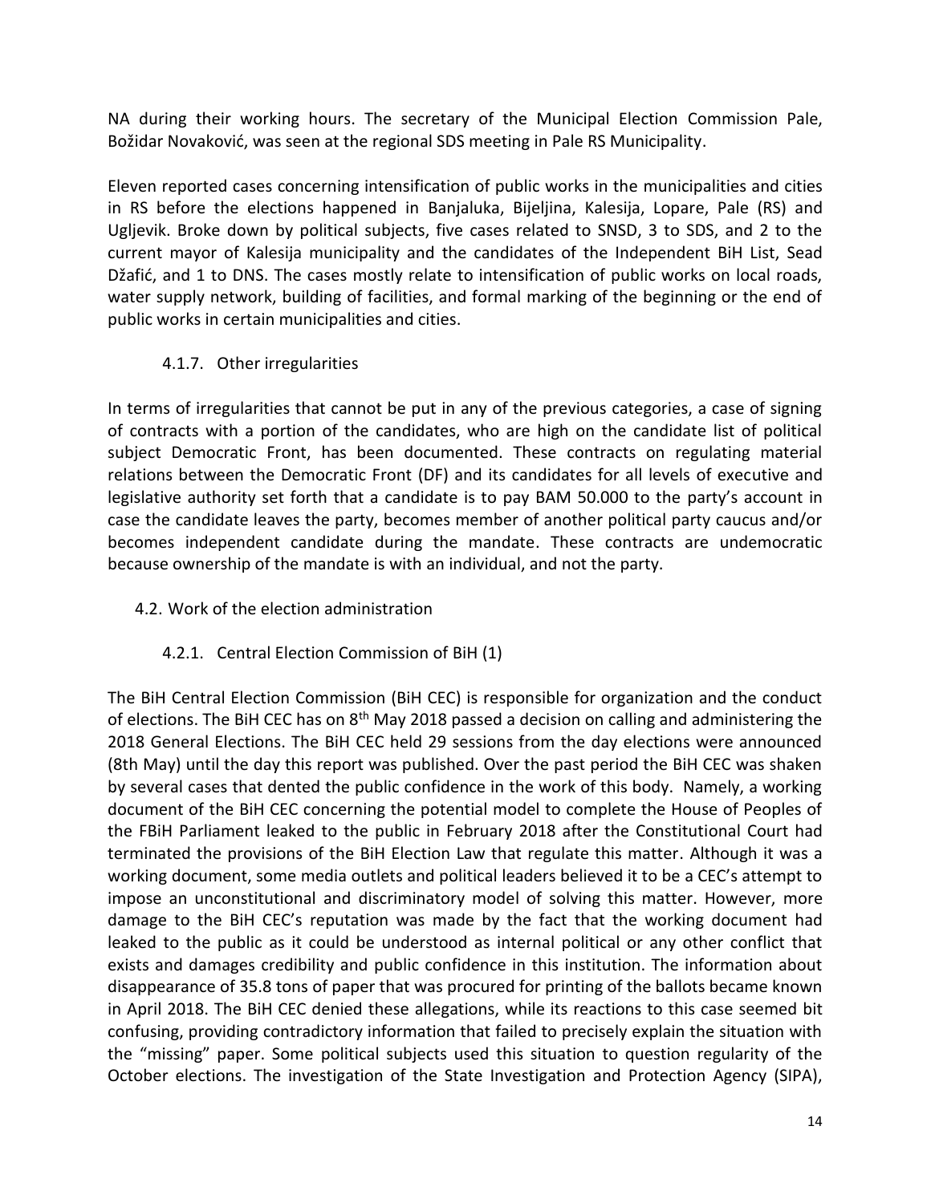NA during their working hours. The secretary of the Municipal Election Commission Pale, Božidar Novaković, was seen at the regional SDS meeting in Pale RS Municipality.

Eleven reported cases concerning intensification of public works in the municipalities and cities in RS before the elections happened in Banjaluka, Bijeljina, Kalesija, Lopare, Pale (RS) and Ugljevik. Broke down by political subjects, five cases related to SNSD, 3 to SDS, and 2 to the current mayor of Kalesija municipality and the candidates of the Independent BiH List, Sead Džafić, and 1 to DNS. The cases mostly relate to intensification of public works on local roads, water supply network, building of facilities, and formal marking of the beginning or the end of public works in certain municipalities and cities.

#### 4.1.7. Other irregularities

In terms of irregularities that cannot be put in any of the previous categories, a case of signing of contracts with a portion of the candidates, who are high on the candidate list of political subject Democratic Front, has been documented. These contracts on regulating material relations between the Democratic Front (DF) and its candidates for all levels of executive and legislative authority set forth that a candidate is to pay BAM 50.000 to the party's account in case the candidate leaves the party, becomes member of another political party caucus and/or becomes independent candidate during the mandate. These contracts are undemocratic because ownership of the mandate is with an individual, and not the party.

### 4.2. Work of the election administration

#### 4.2.1. Central Election Commission of BiH (1)

The BiH Central Election Commission (BiH CEC) is responsible for organization and the conduct of elections. The BiH CEC has on 8th May 2018 passed a decision on calling and administering the 2018 General Elections. The BiH CEC held 29 sessions from the day elections were announced (8th May) until the day this report was published. Over the past period the BiH CEC was shaken by several cases that dented the public confidence in the work of this body. Namely, a working document of the BiH CEC concerning the potential model to complete the House of Peoples of the FBiH Parliament leaked to the public in February 2018 after the Constitutional Court had terminated the provisions of the BiH Election Law that regulate this matter. Although it was a working document, some media outlets and political leaders believed it to be a CEC's attempt to impose an unconstitutional and discriminatory model of solving this matter. However, more damage to the BiH CEC's reputation was made by the fact that the working document had leaked to the public as it could be understood as internal political or any other conflict that exists and damages credibility and public confidence in this institution. The information about disappearance of 35.8 tons of paper that was procured for printing of the ballots became known in April 2018. The BiH CEC denied these allegations, while its reactions to this case seemed bit confusing, providing contradictory information that failed to precisely explain the situation with the "missing" paper. Some political subjects used this situation to question regularity of the October elections. The investigation of the State Investigation and Protection Agency (SIPA),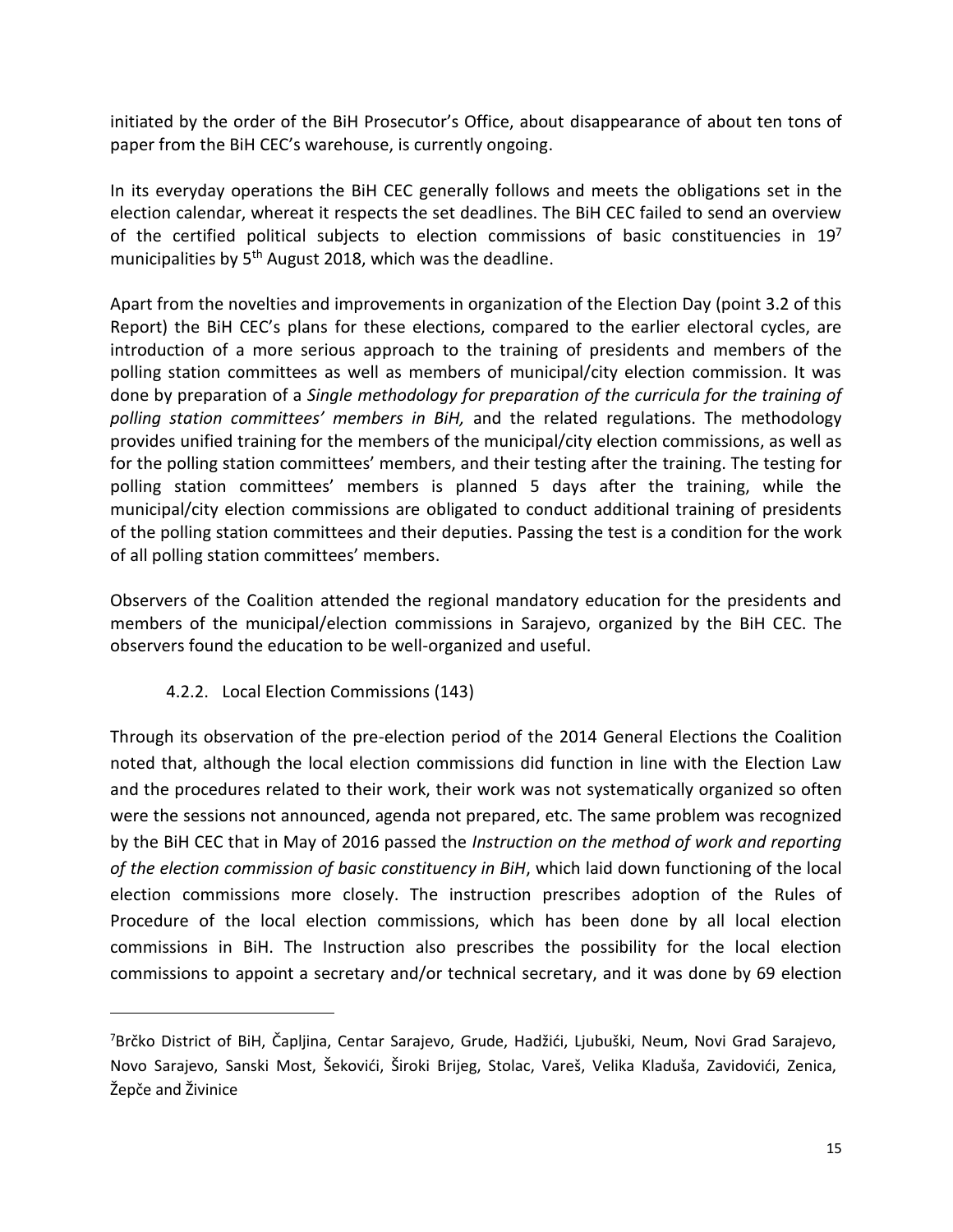initiated by the order of the BiH Prosecutor's Office, about disappearance of about ten tons of paper from the BiH CEC's warehouse, is currently ongoing.

In its everyday operations the BiH CEC generally follows and meets the obligations set in the election calendar, whereat it respects the set deadlines. The BiH CEC failed to send an overview of the certified political subjects to election commissions of basic constituencies in 19[7] municipalities by 5th August 2018, which was the deadline.

Apart from the novelties and improvements in organization of the Election Day (point 3.2 of this Report) the BiH CEC's plans for these elections, compared to the earlier electoral cycles, are introduction of a more serious approach to the training of presidents and members of the polling station committees as well as members of municipal/city election commission. It was done by preparation of a *Single methodology for preparation of the curricula for the training of polling station committees' members in BiH,* and the related regulations. The methodology provides unified training for the members of the municipal/city election commissions, as well as for the polling station committees' members, and their testing after the training. The testing for polling station committees' members is planned 5 days after the training, while the municipal/city election commissions are obligated to conduct additional training of presidents of the polling station committees and their deputies. Passing the test is a condition for the work of all polling station committees' members.

Observers of the Coalition attended the regional mandatory education for the presidents and members of the municipal/election commissions in Sarajevo, organized by the BiH CEC. The observers found the education to be well-organized and useful.

#### 4.2.2. Local Election Commissions (143)

Through its observation of the pre-election period of the 2014 General Elections the Coalition noted that, although the local election commissions did function in line with the Election Law and the procedures related to their work, their work was not systematically organized so often were the sessions not announced, agenda not prepared, etc. The same problem was recognized by the BiH CEC that in May of 2016 passed the *Instruction on the method of work and reporting of the election commission of basic constituency in BiH*, which laid down functioning of the local election commissions more closely. The instruction prescribes adoption of the Rules of Procedure of the local election commissions, which has been done by all local election commissions in BiH. The Instruction also prescribes the possibility for the local election commissions to appoint a secretary and/or technical secretary, and it was done by 69 election

---

[7] Brčko District of BiH, Čapljina, Centar Sarajevo, Grude, Hadžići, Ljubuški, Neum, Novi Grad Sarajevo, Novo Sarajevo, Sanski Most, Šekovići, Široki Brijeg, Stolac, Vareš, Velika Kladuša, Zavidovići, Zenica, Žepče and Živinice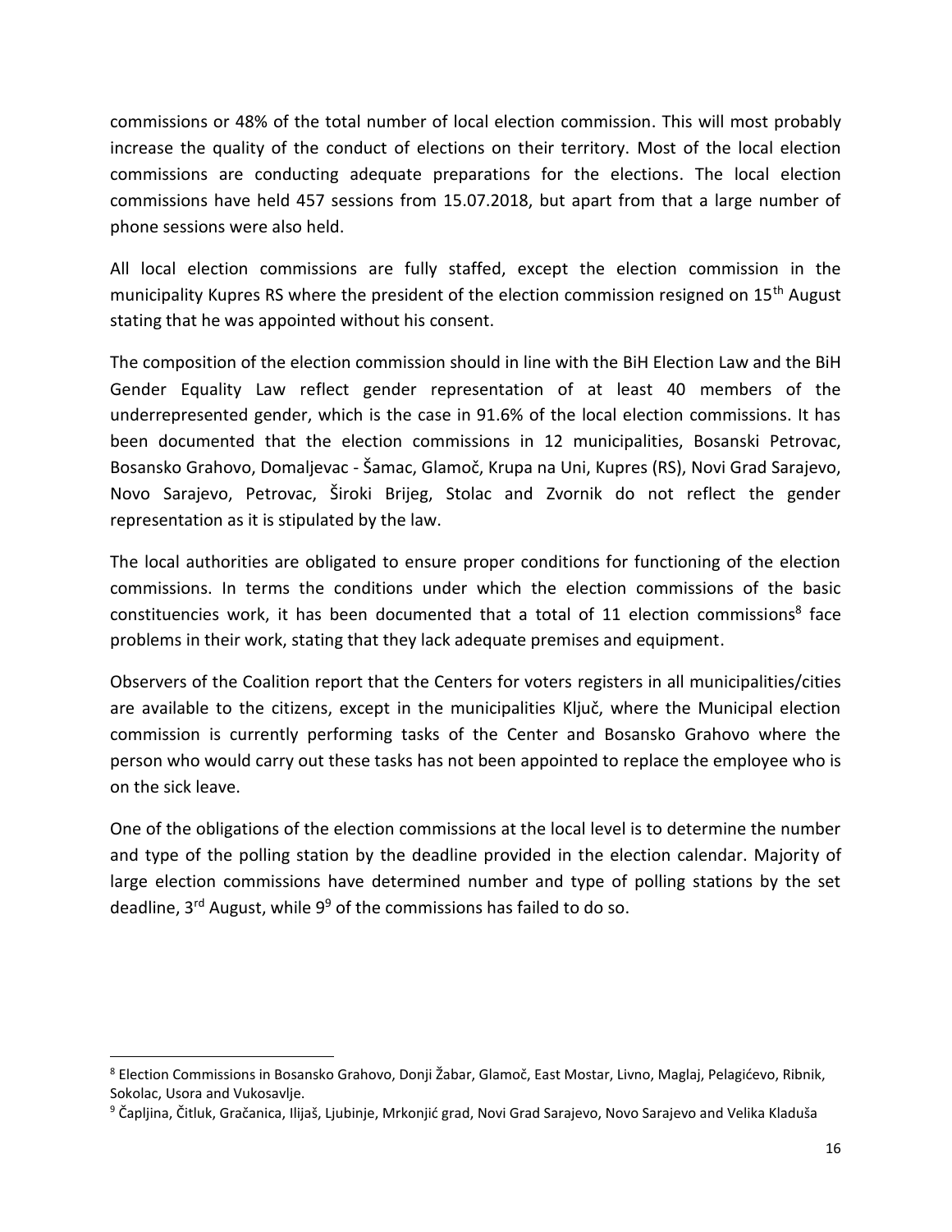commissions or 48% of the total number of local election commission. This will most probably increase the quality of the conduct of elections on their territory. Most of the local election commissions are conducting adequate preparations for the elections. The local election commissions have held 457 sessions from 15.07.2018, but apart from that a large number of phone sessions were also held.

All local election commissions are fully staffed, except the election commission in the municipality Kupres RS where the president of the election commission resigned on 15th August stating that he was appointed without his consent.

The composition of the election commission should in line with the BiH Election Law and the BiH Gender Equality Law reflect gender representation of at least 40 members of the underrepresented gender, which is the case in 91.6% of the local election commissions. It has been documented that the election commissions in 12 municipalities, Bosanski Petrovac, Bosansko Grahovo, Domaljevac - Šamac, Glamoč, Krupa na Uni, Kupres (RS), Novi Grad Sarajevo, Novo Sarajevo, Petrovac, Široki Brijeg, Stolac and Zvornik do not reflect the gender representation as it is stipulated by the law.

The local authorities are obligated to ensure proper conditions for functioning of the election commissions. In terms the conditions under which the election commissions of the basic constituencies work, it has been documented that a total of 11 election commissions[8] face problems in their work, stating that they lack adequate premises and equipment.

Observers of the Coalition report that the Centers for voters registers in all municipalities/cities are available to the citizens, except in the municipalities Ključ, where the Municipal election commission is currently performing tasks of the Center and Bosansko Grahovo where the person who would carry out these tasks has not been appointed to replace the employee who is on the sick leave.

One of the obligations of the election commissions at the local level is to determine the number and type of the polling station by the deadline provided in the election calendar. Majority of large election commissions have determined number and type of polling stations by the set deadline, 3rd August, while 9[9] of the commissions has failed to do so.

---

[8] Election Commissions in Bosansko Grahovo, Donji Žabar, Glamoč, East Mostar, Livno, Maglaj, Pelagićevo, Ribnik, Sokolac, Usora and Vukosavlje.

[9] Čapljina, Čitluk, Gračanica, Ilijaš, Ljubinje, Mrkonjić grad, Novi Grad Sarajevo, Novo Sarajevo and Velika Kladuša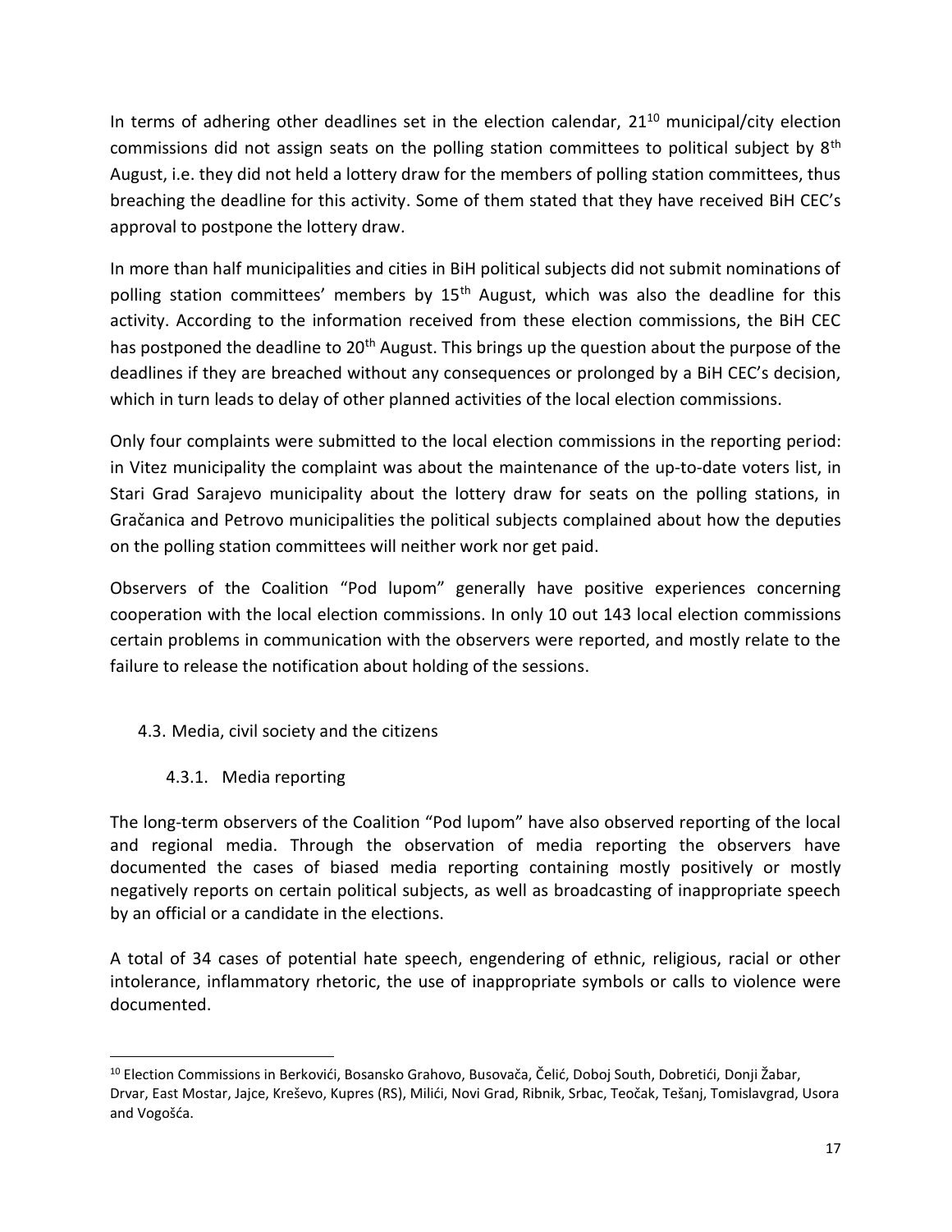In terms of adhering other deadlines set in the election calendar, 21[10] municipal/city election commissions did not assign seats on the polling station committees to political subject by 8th August, i.e. they did not held a lottery draw for the members of polling station committees, thus breaching the deadline for this activity. Some of them stated that they have received BiH CEC's approval to postpone the lottery draw.

In more than half municipalities and cities in BiH political subjects did not submit nominations of polling station committees' members by 15th August, which was also the deadline for this activity. According to the information received from these election commissions, the BiH CEC has postponed the deadline to 20th August. This brings up the question about the purpose of the deadlines if they are breached without any consequences or prolonged by a BiH CEC's decision, which in turn leads to delay of other planned activities of the local election commissions.

Only four complaints were submitted to the local election commissions in the reporting period: in Vitez municipality the complaint was about the maintenance of the up-to-date voters list, in Stari Grad Sarajevo municipality about the lottery draw for seats on the polling stations, in Gračanica and Petrovo municipalities the political subjects complained about how the deputies on the polling station committees will neither work nor get paid.

Observers of the Coalition "Pod lupom" generally have positive experiences concerning cooperation with the local election commissions. In only 10 out 143 local election commissions certain problems in communication with the observers were reported, and mostly relate to the failure to release the notification about holding of the sessions.

## 4.3. Media, civil society and the citizens

### 4.3.1. Media reporting

The long-term observers of the Coalition "Pod lupom" have also observed reporting of the local and regional media. Through the observation of media reporting the observers have documented the cases of biased media reporting containing mostly positively or mostly negatively reports on certain political subjects, as well as broadcasting of inappropriate speech by an official or a candidate in the elections.

A total of 34 cases of potential hate speech, engendering of ethnic, religious, racial or other intolerance, inflammatory rhetoric, the use of inappropriate symbols or calls to violence were documented.

---

[10] Election Commissions in Berkovići, Bosansko Grahovo, Busovača, Čelić, Doboj South, Dobretići, Donji Žabar, Drvar, East Mostar, Jajce, Kreševo, Kupres (RS), Milići, Novi Grad, Ribnik, Srbac, Teočak, Tešanj, Tomislavgrad, Usora and Vogošća.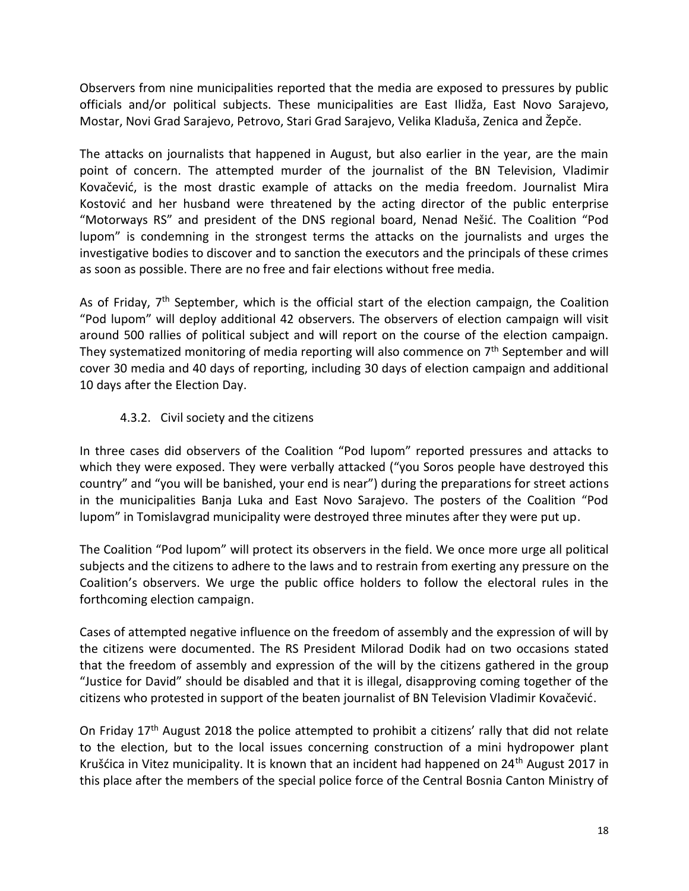Observers from nine municipalities reported that the media are exposed to pressures by public officials and/or political subjects. These municipalities are East Ilidža, East Novo Sarajevo, Mostar, Novi Grad Sarajevo, Petrovo, Stari Grad Sarajevo, Velika Kladuša, Zenica and Žepče.

The attacks on journalists that happened in August, but also earlier in the year, are the main point of concern. The attempted murder of the journalist of the BN Television, Vladimir Kovačević, is the most drastic example of attacks on the media freedom. Journalist Mira Kostović and her husband were threatened by the acting director of the public enterprise "Motorways RS" and president of the DNS regional board, Nenad Nešić. The Coalition "Pod lupom" is condemning in the strongest terms the attacks on the journalists and urges the investigative bodies to discover and to sanction the executors and the principals of these crimes as soon as possible. There are no free and fair elections without free media.

As of Friday, 7th September, which is the official start of the election campaign, the Coalition "Pod lupom" will deploy additional 42 observers. The observers of election campaign will visit around 500 rallies of political subject and will report on the course of the election campaign. They systematized monitoring of media reporting will also commence on 7th September and will cover 30 media and 40 days of reporting, including 30 days of election campaign and additional 10 days after the Election Day.

#### 4.3.2. Civil society and the citizens

In three cases did observers of the Coalition "Pod lupom" reported pressures and attacks to which they were exposed. They were verbally attacked ("you Soros people have destroyed this country" and "you will be banished, your end is near") during the preparations for street actions in the municipalities Banja Luka and East Novo Sarajevo. The posters of the Coalition "Pod lupom" in Tomislavgrad municipality were destroyed three minutes after they were put up.

The Coalition "Pod lupom" will protect its observers in the field. We once more urge all political subjects and the citizens to adhere to the laws and to restrain from exerting any pressure on the Coalition's observers. We urge the public office holders to follow the electoral rules in the forthcoming election campaign.

Cases of attempted negative influence on the freedom of assembly and the expression of will by the citizens were documented. The RS President Milorad Dodik had on two occasions stated that the freedom of assembly and expression of the will by the citizens gathered in the group "Justice for David" should be disabled and that it is illegal, disapproving coming together of the citizens who protested in support of the beaten journalist of BN Television Vladimir Kovačević.

On Friday 17th August 2018 the police attempted to prohibit a citizens' rally that did not relate to the election, but to the local issues concerning construction of a mini hydropower plant Kruščica in Vitez municipality. It is known that an incident had happened on 24th August 2017 in this place after the members of the special police force of the Central Bosnia Canton Ministry of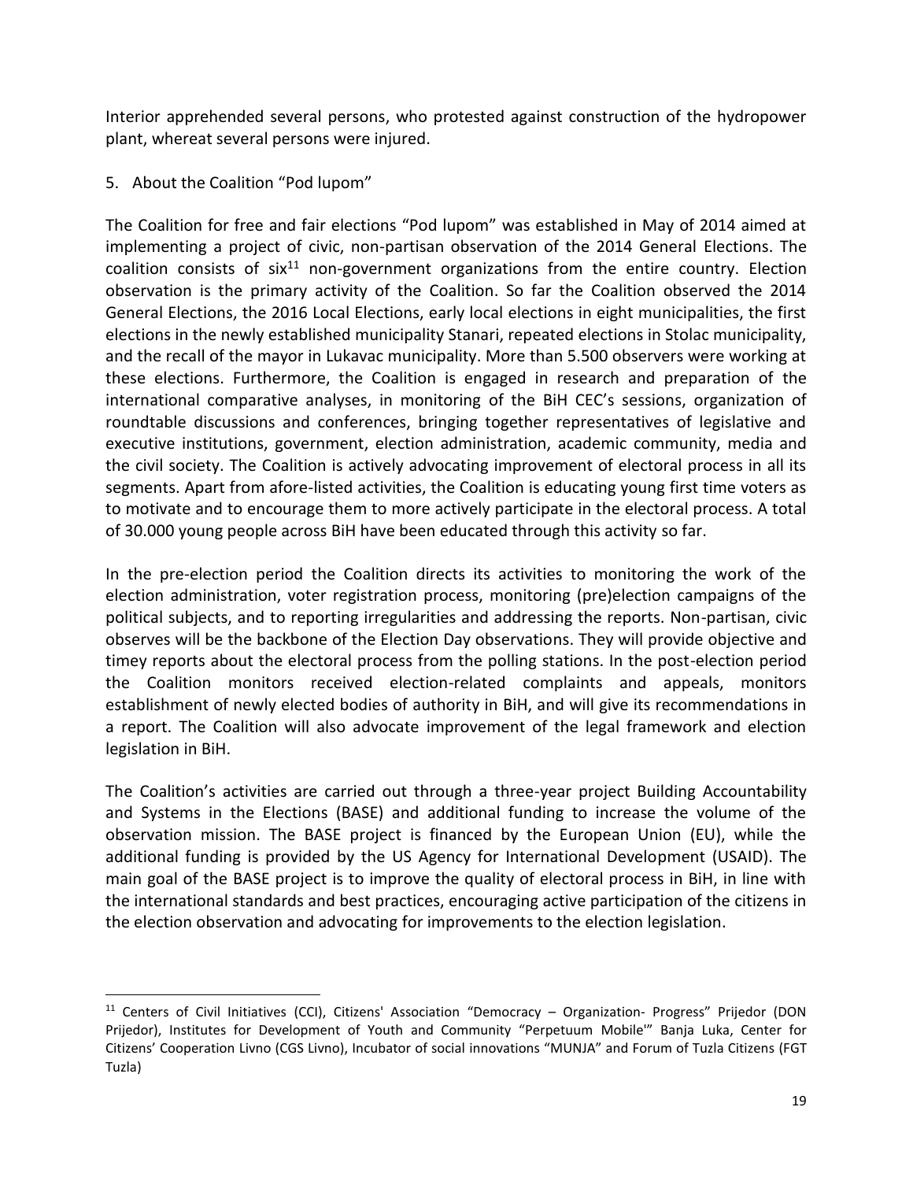Interior apprehended several persons, who protested against construction of the hydropower plant, whereat several persons were injured.

5. About the Coalition "Pod lupom"

The Coalition for free and fair elections "Pod lupom" was established in May of 2014 aimed at implementing a project of civic, non-partisan observation of the 2014 General Elections. The coalition consists of six[11] non-government organizations from the entire country. Election observation is the primary activity of the Coalition. So far the Coalition observed the 2014 General Elections, the 2016 Local Elections, early local elections in eight municipalities, the first elections in the newly established municipality Stanari, repeated elections in Stolac municipality, and the recall of the mayor in Lukavac municipality. More than 5.500 observers were working at these elections. Furthermore, the Coalition is engaged in research and preparation of the international comparative analyses, in monitoring of the BiH CEC's sessions, organization of roundtable discussions and conferences, bringing together representatives of legislative and executive institutions, government, election administration, academic community, media and the civil society. The Coalition is actively advocating improvement of electoral process in all its segments. Apart from afore-listed activities, the Coalition is educating young first time voters as to motivate and to encourage them to more actively participate in the electoral process. A total of 30.000 young people across BiH have been educated through this activity so far.

In the pre-election period the Coalition directs its activities to monitoring the work of the election administration, voter registration process, monitoring (pre)election campaigns of the political subjects, and to reporting irregularities and addressing the reports. Non-partisan, civic observes will be the backbone of the Election Day observations. They will provide objective and timey reports about the electoral process from the polling stations. In the post-election period the Coalition monitors received election-related complaints and appeals, monitors establishment of newly elected bodies of authority in BiH, and will give its recommendations in a report. The Coalition will also advocate improvement of the legal framework and election legislation in BiH.

The Coalition's activities are carried out through a three-year project Building Accountability and Systems in the Elections (BASE) and additional funding to increase the volume of the observation mission. The BASE project is financed by the European Union (EU), while the additional funding is provided by the US Agency for International Development (USAID). The main goal of the BASE project is to improve the quality of electoral process in BiH, in line with the international standards and best practices, encouraging active participation of the citizens in the election observation and advocating for improvements to the election legislation.

[11] Centers of Civil Initiatives (CCI), Citizens' Association "Democracy – Organization- Progress" Prijedor (DON Prijedor), Institutes for Development of Youth and Community "Perpetuum Mobile'" Banja Luka, Center for Citizens' Cooperation Livno (CGS Livno), Incubator of social innovations "MUNJA" and Forum of Tuzla Citizens (FGT Tuzla)